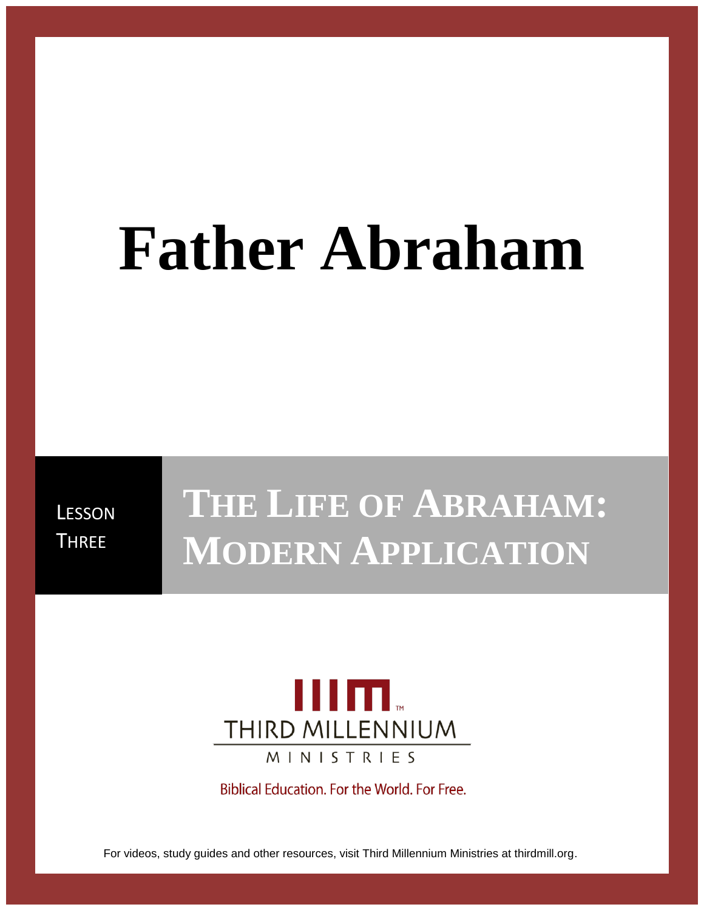# Father Abraham

LESSON THREE

## THE LIFE OF ABRAHAM: MODERN APPLICATION

THIRD MILLENNIUM MINISTRIES

Biblical Education. For the World. For Free.

For videos, study guides and other resources, visit Third Millennium Ministries at thirdmill.org.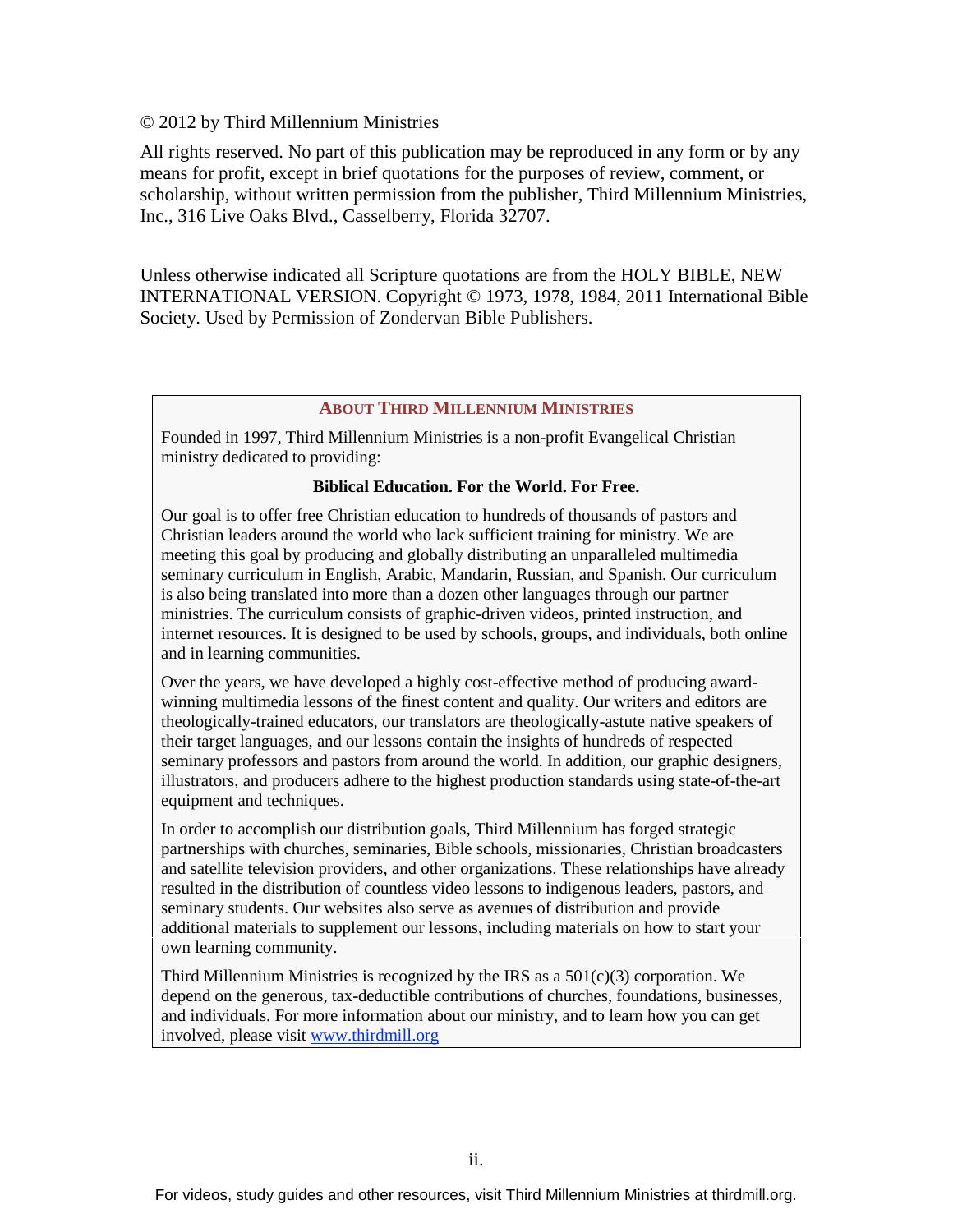© 2012 by Third Millennium Ministries

All rights reserved. No part of this publication may be reproduced in any form or by any means for profit, except in brief quotations for the purposes of review, comment, or scholarship, without written permission from the publisher, Third Millennium Ministries, Inc., 316 Live Oaks Blvd., Casselberry, Florida 32707.

Unless otherwise indicated all Scripture quotations are from the HOLY BIBLE, NEW INTERNATIONAL VERSION. Copyright © 1973, 1978, 1984, 2011 International Bible Society. Used by Permission of Zondervan Bible Publishers.

## ABOUT THIRD MILLENNIUM MINISTRIES

Founded in 1997, Third Millennium Ministries is a non-profit Evangelical Christian ministry dedicated to providing:

**Biblical Education. For the World. For Free.**

Our goal is to offer free Christian education to hundreds of thousands of pastors and Christian leaders around the world who lack sufficient training for ministry. We are meeting this goal by producing and globally distributing an unparalleled multimedia seminary curriculum in English, Arabic, Mandarin, Russian, and Spanish. Our curriculum is also being translated into more than a dozen other languages through our partner ministries. The curriculum consists of graphic-driven videos, printed instruction, and internet resources. It is designed to be used by schools, groups, and individuals, both online and in learning communities.

Over the years, we have developed a highly cost-effective method of producing award-winning multimedia lessons of the finest content and quality. Our writers and editors are theologically-trained educators, our translators are theologically-astute native speakers of their target languages, and our lessons contain the insights of hundreds of respected seminary professors and pastors from around the world. In addition, our graphic designers, illustrators, and producers adhere to the highest production standards using state-of-the-art equipment and techniques.

In order to accomplish our distribution goals, Third Millennium has forged strategic partnerships with churches, seminaries, Bible schools, missionaries, Christian broadcasters and satellite television providers, and other organizations. These relationships have already resulted in the distribution of countless video lessons to indigenous leaders, pastors, and seminary students. Our websites also serve as avenues of distribution and provide additional materials to supplement our lessons, including materials on how to start your own learning community.

Third Millennium Ministries is recognized by the IRS as a 501(c)(3) corporation. We depend on the generous, tax-deductible contributions of churches, foundations, businesses, and individuals. For more information about our ministry, and to learn how you can get involved, please visit [www.thirdmill.org](http://www.thirdmill.org)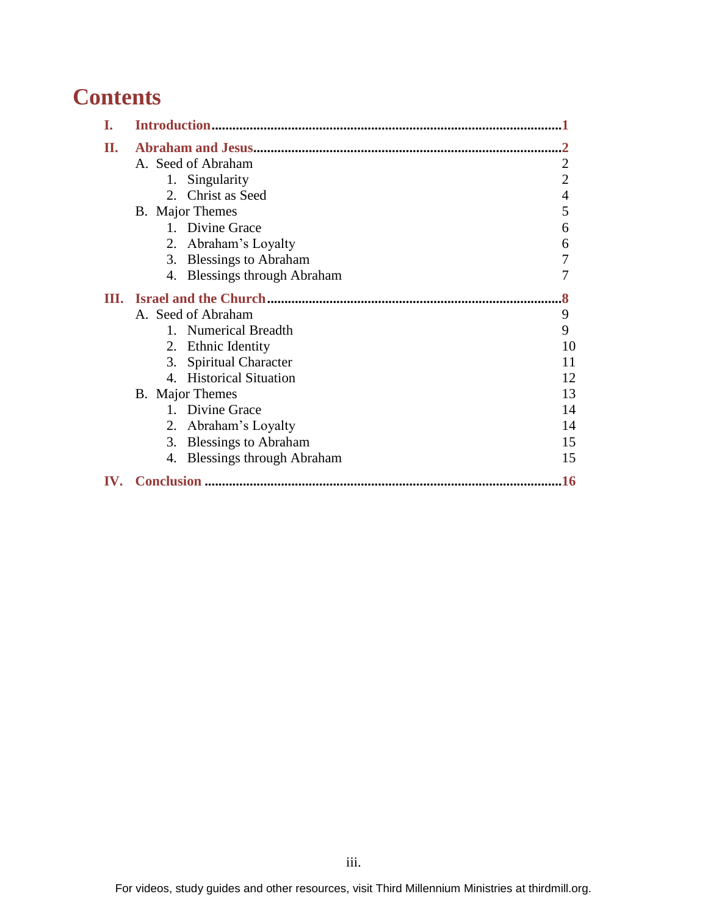# Contents

- **I. Introduction** ..... **1**
- **II. Abraham and Jesus** ..... **2**
  - A. Seed of Abraham ..... 2
    1. Singularity ..... 2
    2. Christ as Seed ..... 4
  - B. Major Themes ..... 5
    1. Divine Grace ..... 6
    2. Abraham's Loyalty ..... 6
    3. Blessings to Abraham ..... 7
    4. Blessings through Abraham ..... 7
- **III. Israel and the Church** ..... **8**
  - A. Seed of Abraham ..... 9
    1. Numerical Breadth ..... 9
    2. Ethnic Identity ..... 10
    3. Spiritual Character ..... 11
    4. Historical Situation ..... 12
  - B. Major Themes ..... 13
    1. Divine Grace ..... 14
    2. Abraham's Loyalty ..... 14
    3. Blessings to Abraham ..... 15
    4. Blessings through Abraham ..... 15
- **IV. Conclusion** ..... **16**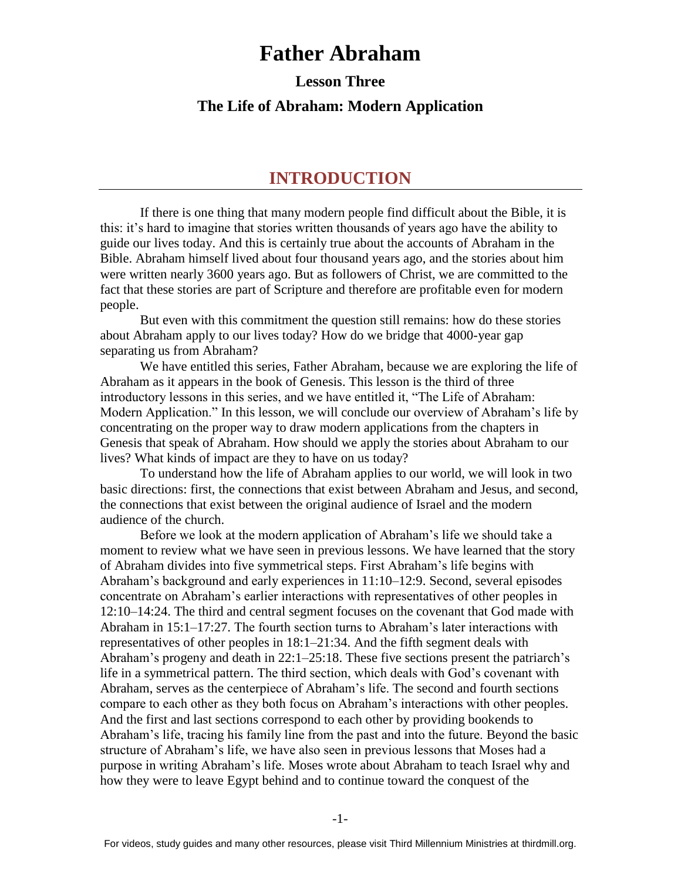# Father Abraham

## Lesson Three

## The Life of Abraham: Modern Application

## INTRODUCTION

If there is one thing that many modern people find difficult about the Bible, it is this: it's hard to imagine that stories written thousands of years ago have the ability to guide our lives today. And this is certainly true about the accounts of Abraham in the Bible. Abraham himself lived about four thousand years ago, and the stories about him were written nearly 3600 years ago. But as followers of Christ, we are committed to the fact that these stories are part of Scripture and therefore are profitable even for modern people.

But even with this commitment the question still remains: how do these stories about Abraham apply to our lives today? How do we bridge that 4000-year gap separating us from Abraham?

We have entitled this series, Father Abraham, because we are exploring the life of Abraham as it appears in the book of Genesis. This lesson is the third of three introductory lessons in this series, and we have entitled it, "The Life of Abraham: Modern Application." In this lesson, we will conclude our overview of Abraham's life by concentrating on the proper way to draw modern applications from the chapters in Genesis that speak of Abraham. How should we apply the stories about Abraham to our lives? What kinds of impact are they to have on us today?

To understand how the life of Abraham applies to our world, we will look in two basic directions: first, the connections that exist between Abraham and Jesus, and second, the connections that exist between the original audience of Israel and the modern audience of the church.

Before we look at the modern application of Abraham's life we should take a moment to review what we have seen in previous lessons. We have learned that the story of Abraham divides into five symmetrical steps. First Abraham's life begins with Abraham's background and early experiences in 11:10–12:9. Second, several episodes concentrate on Abraham's earlier interactions with representatives of other peoples in 12:10–14:24. The third and central segment focuses on the covenant that God made with Abraham in 15:1–17:27. The fourth section turns to Abraham's later interactions with representatives of other peoples in 18:1–21:34. And the fifth segment deals with Abraham's progeny and death in 22:1–25:18. These five sections present the patriarch's life in a symmetrical pattern. The third section, which deals with God's covenant with Abraham, serves as the centerpiece of Abraham's life. The second and fourth sections compare to each other as they both focus on Abraham's interactions with other peoples. And the first and last sections correspond to each other by providing bookends to Abraham's life, tracing his family line from the past and into the future. Beyond the basic structure of Abraham's life, we have also seen in previous lessons that Moses had a purpose in writing Abraham's life. Moses wrote about Abraham to teach Israel why and how they were to leave Egypt behind and to continue toward the conquest of the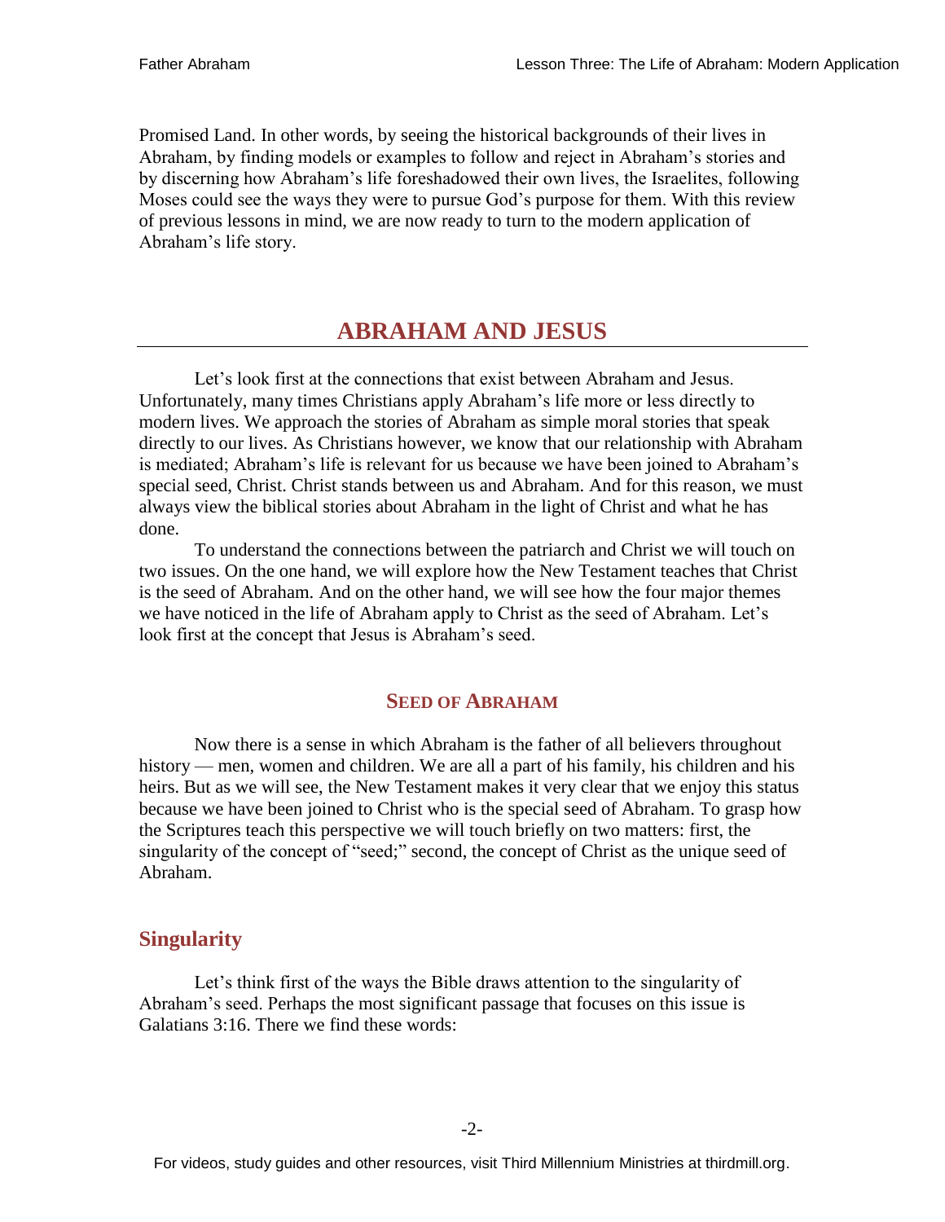Promised Land. In other words, by seeing the historical backgrounds of their lives in Abraham, by finding models or examples to follow and reject in Abraham's stories and by discerning how Abraham's life foreshadowed their own lives, the Israelites, following Moses could see the ways they were to pursue God's purpose for them. With this review of previous lessons in mind, we are now ready to turn to the modern application of Abraham's life story.

# ABRAHAM AND JESUS

Let's look first at the connections that exist between Abraham and Jesus. Unfortunately, many times Christians apply Abraham's life more or less directly to modern lives. We approach the stories of Abraham as simple moral stories that speak directly to our lives. As Christians however, we know that our relationship with Abraham is mediated; Abraham's life is relevant for us because we have been joined to Abraham's special seed, Christ. Christ stands between us and Abraham. And for this reason, we must always view the biblical stories about Abraham in the light of Christ and what he has done.

To understand the connections between the patriarch and Christ we will touch on two issues. On the one hand, we will explore how the New Testament teaches that Christ is the seed of Abraham. And on the other hand, we will see how the four major themes we have noticed in the life of Abraham apply to Christ as the seed of Abraham. Let's look first at the concept that Jesus is Abraham's seed.

## SEED OF ABRAHAM

Now there is a sense in which Abraham is the father of all believers throughout history — men, women and children. We are all a part of his family, his children and his heirs. But as we will see, the New Testament makes it very clear that we enjoy this status because we have been joined to Christ who is the special seed of Abraham. To grasp how the Scriptures teach this perspective we will touch briefly on two matters: first, the singularity of the concept of "seed;" second, the concept of Christ as the unique seed of Abraham.

### Singularity

Let's think first of the ways the Bible draws attention to the singularity of Abraham's seed. Perhaps the most significant passage that focuses on this issue is Galatians 3:16. There we find these words: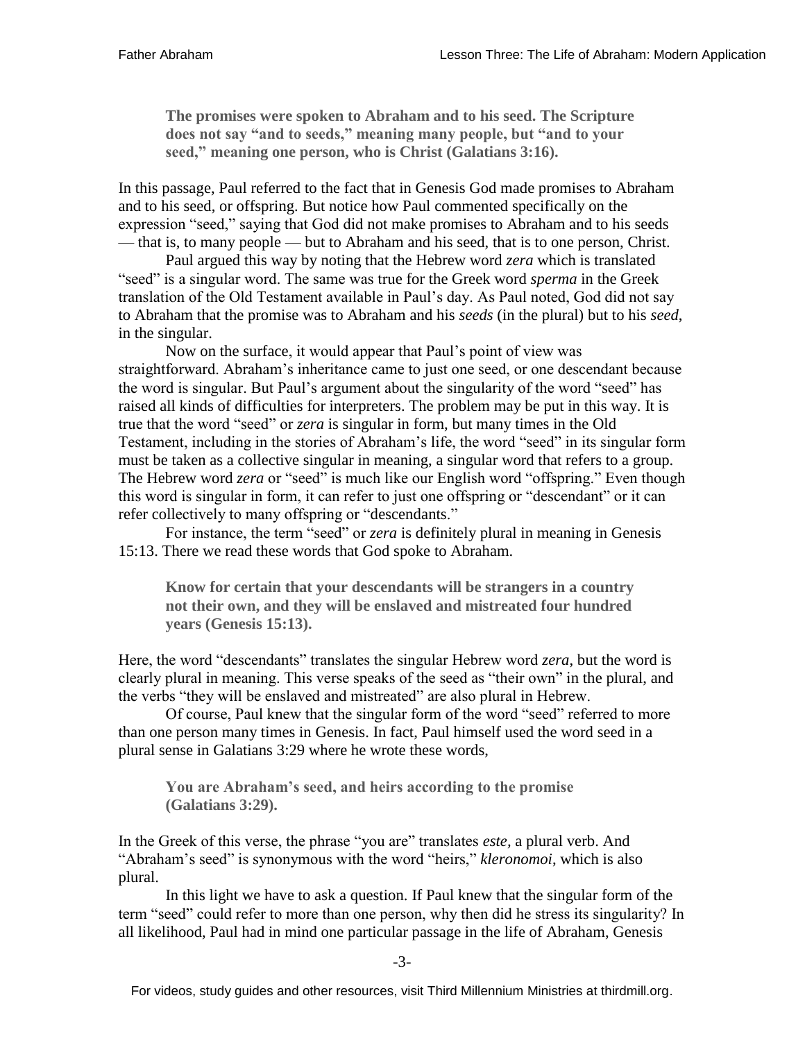> **The promises were spoken to Abraham and to his seed. The Scripture does not say "and to seeds," meaning many people, but "and to your seed," meaning one person, who is Christ (Galatians 3:16).**

In this passage, Paul referred to the fact that in Genesis God made promises to Abraham and to his seed, or offspring. But notice how Paul commented specifically on the expression "seed," saying that God did not make promises to Abraham and to his seeds — that is, to many people — but to Abraham and his seed, that is to one person, Christ.

Paul argued this way by noting that the Hebrew word *zera* which is translated "seed" is a singular word. The same was true for the Greek word *sperma* in the Greek translation of the Old Testament available in Paul's day. As Paul noted, God did not say to Abraham that the promise was to Abraham and his *seeds* (in the plural) but to his *seed*, in the singular.

Now on the surface, it would appear that Paul's point of view was straightforward. Abraham's inheritance came to just one seed, or one descendant because the word is singular. But Paul's argument about the singularity of the word "seed" has raised all kinds of difficulties for interpreters. The problem may be put in this way. It is true that the word "seed" or *zera* is singular in form, but many times in the Old Testament, including in the stories of Abraham's life, the word "seed" in its singular form must be taken as a collective singular in meaning, a singular word that refers to a group. The Hebrew word *zera* or "seed" is much like our English word "offspring." Even though this word is singular in form, it can refer to just one offspring or "descendant" or it can refer collectively to many offspring or "descendants."

For instance, the term "seed" or *zera* is definitely plural in meaning in Genesis 15:13. There we read these words that God spoke to Abraham.

> **Know for certain that your descendants will be strangers in a country not their own, and they will be enslaved and mistreated four hundred years (Genesis 15:13).**

Here, the word "descendants" translates the singular Hebrew word *zera*, but the word is clearly plural in meaning. This verse speaks of the seed as "their own" in the plural, and the verbs "they will be enslaved and mistreated" are also plural in Hebrew.

Of course, Paul knew that the singular form of the word "seed" referred to more than one person many times in Genesis. In fact, Paul himself used the word seed in a plural sense in Galatians 3:29 where he wrote these words,

> **You are Abraham's seed, and heirs according to the promise (Galatians 3:29).**

In the Greek of this verse, the phrase "you are" translates *este,* a plural verb. And "Abraham's seed" is synonymous with the word "heirs," *kleronomoi*, which is also plural.

In this light we have to ask a question. If Paul knew that the singular form of the term "seed" could refer to more than one person, why then did he stress its singularity? In all likelihood, Paul had in mind one particular passage in the life of Abraham, Genesis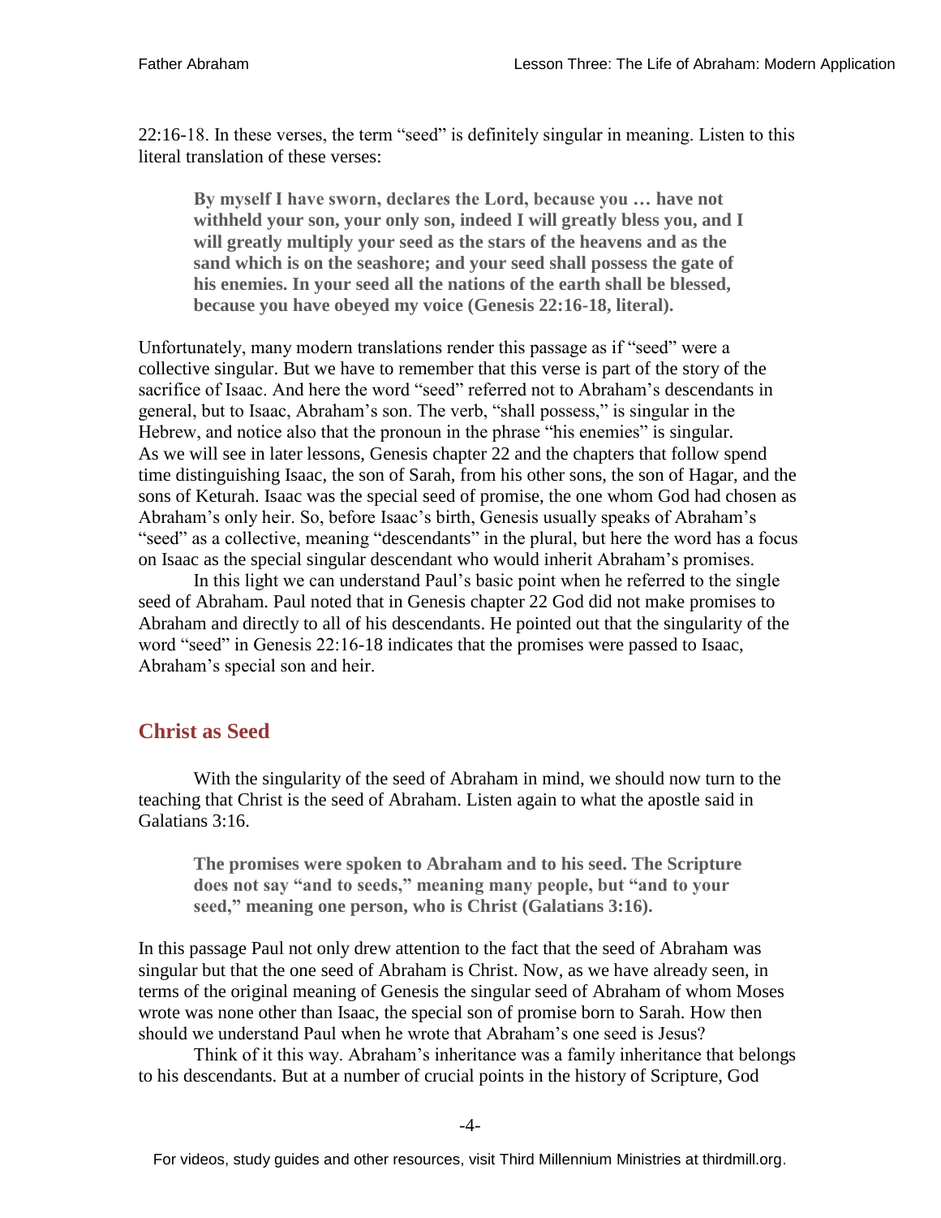22:16-18. In these verses, the term "seed" is definitely singular in meaning. Listen to this literal translation of these verses:

> **By myself I have sworn, declares the Lord, because you … have not withheld your son, your only son, indeed I will greatly bless you, and I will greatly multiply your seed as the stars of the heavens and as the sand which is on the seashore; and your seed shall possess the gate of his enemies. In your seed all the nations of the earth shall be blessed, because you have obeyed my voice (Genesis 22:16-18, literal).**

Unfortunately, many modern translations render this passage as if "seed" were a collective singular. But we have to remember that this verse is part of the story of the sacrifice of Isaac. And here the word "seed" referred not to Abraham's descendants in general, but to Isaac, Abraham's son. The verb, "shall possess," is singular in the Hebrew, and notice also that the pronoun in the phrase "his enemies" is singular. As we will see in later lessons, Genesis chapter 22 and the chapters that follow spend time distinguishing Isaac, the son of Sarah, from his other sons, the son of Hagar, and the sons of Keturah. Isaac was the special seed of promise, the one whom God had chosen as Abraham's only heir. So, before Isaac's birth, Genesis usually speaks of Abraham's "seed" as a collective, meaning "descendants" in the plural, but here the word has a focus on Isaac as the special singular descendant who would inherit Abraham's promises.

In this light we can understand Paul's basic point when he referred to the single seed of Abraham. Paul noted that in Genesis chapter 22 God did not make promises to Abraham and directly to all of his descendants. He pointed out that the singularity of the word "seed" in Genesis 22:16-18 indicates that the promises were passed to Isaac, Abraham's special son and heir.

## Christ as Seed

With the singularity of the seed of Abraham in mind, we should now turn to the teaching that Christ is the seed of Abraham. Listen again to what the apostle said in Galatians 3:16.

> **The promises were spoken to Abraham and to his seed. The Scripture does not say "and to seeds," meaning many people, but "and to your seed," meaning one person, who is Christ (Galatians 3:16).**

In this passage Paul not only drew attention to the fact that the seed of Abraham was singular but that the one seed of Abraham is Christ. Now, as we have already seen, in terms of the original meaning of Genesis the singular seed of Abraham of whom Moses wrote was none other than Isaac, the special son of promise born to Sarah. How then should we understand Paul when he wrote that Abraham's one seed is Jesus?

Think of it this way. Abraham's inheritance was a family inheritance that belongs to his descendants. But at a number of crucial points in the history of Scripture, God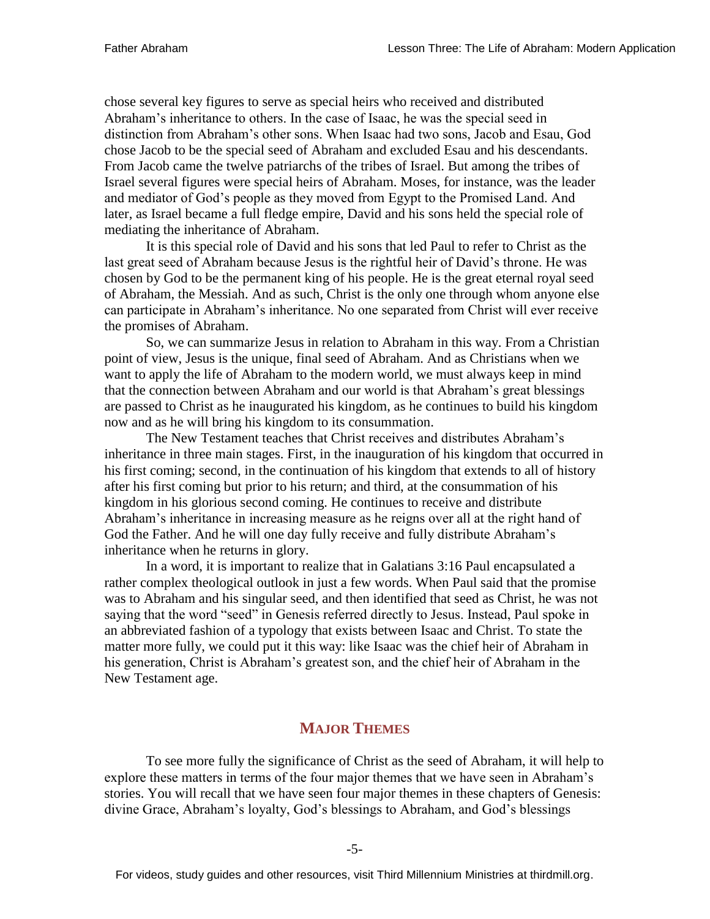chose several key figures to serve as special heirs who received and distributed Abraham's inheritance to others. In the case of Isaac, he was the special seed in distinction from Abraham's other sons. When Isaac had two sons, Jacob and Esau, God chose Jacob to be the special seed of Abraham and excluded Esau and his descendants. From Jacob came the twelve patriarchs of the tribes of Israel. But among the tribes of Israel several figures were special heirs of Abraham. Moses, for instance, was the leader and mediator of God's people as they moved from Egypt to the Promised Land. And later, as Israel became a full fledge empire, David and his sons held the special role of mediating the inheritance of Abraham.

It is this special role of David and his sons that led Paul to refer to Christ as the last great seed of Abraham because Jesus is the rightful heir of David's throne. He was chosen by God to be the permanent king of his people. He is the great eternal royal seed of Abraham, the Messiah. And as such, Christ is the only one through whom anyone else can participate in Abraham's inheritance. No one separated from Christ will ever receive the promises of Abraham.

So, we can summarize Jesus in relation to Abraham in this way. From a Christian point of view, Jesus is the unique, final seed of Abraham. And as Christians when we want to apply the life of Abraham to the modern world, we must always keep in mind that the connection between Abraham and our world is that Abraham's great blessings are passed to Christ as he inaugurated his kingdom, as he continues to build his kingdom now and as he will bring his kingdom to its consummation.

The New Testament teaches that Christ receives and distributes Abraham's inheritance in three main stages. First, in the inauguration of his kingdom that occurred in his first coming; second, in the continuation of his kingdom that extends to all of history after his first coming but prior to his return; and third, at the consummation of his kingdom in his glorious second coming. He continues to receive and distribute Abraham's inheritance in increasing measure as he reigns over all at the right hand of God the Father. And he will one day fully receive and fully distribute Abraham's inheritance when he returns in glory.

In a word, it is important to realize that in Galatians 3:16 Paul encapsulated a rather complex theological outlook in just a few words. When Paul said that the promise was to Abraham and his singular seed, and then identified that seed as Christ, he was not saying that the word "seed" in Genesis referred directly to Jesus. Instead, Paul spoke in an abbreviated fashion of a typology that exists between Isaac and Christ. To state the matter more fully, we could put it this way: like Isaac was the chief heir of Abraham in his generation, Christ is Abraham's greatest son, and the chief heir of Abraham in the New Testament age.

## Major Themes

To see more fully the significance of Christ as the seed of Abraham, it will help to explore these matters in terms of the four major themes that we have seen in Abraham's stories. You will recall that we have seen four major themes in these chapters of Genesis: divine Grace, Abraham's loyalty, God's blessings to Abraham, and God's blessings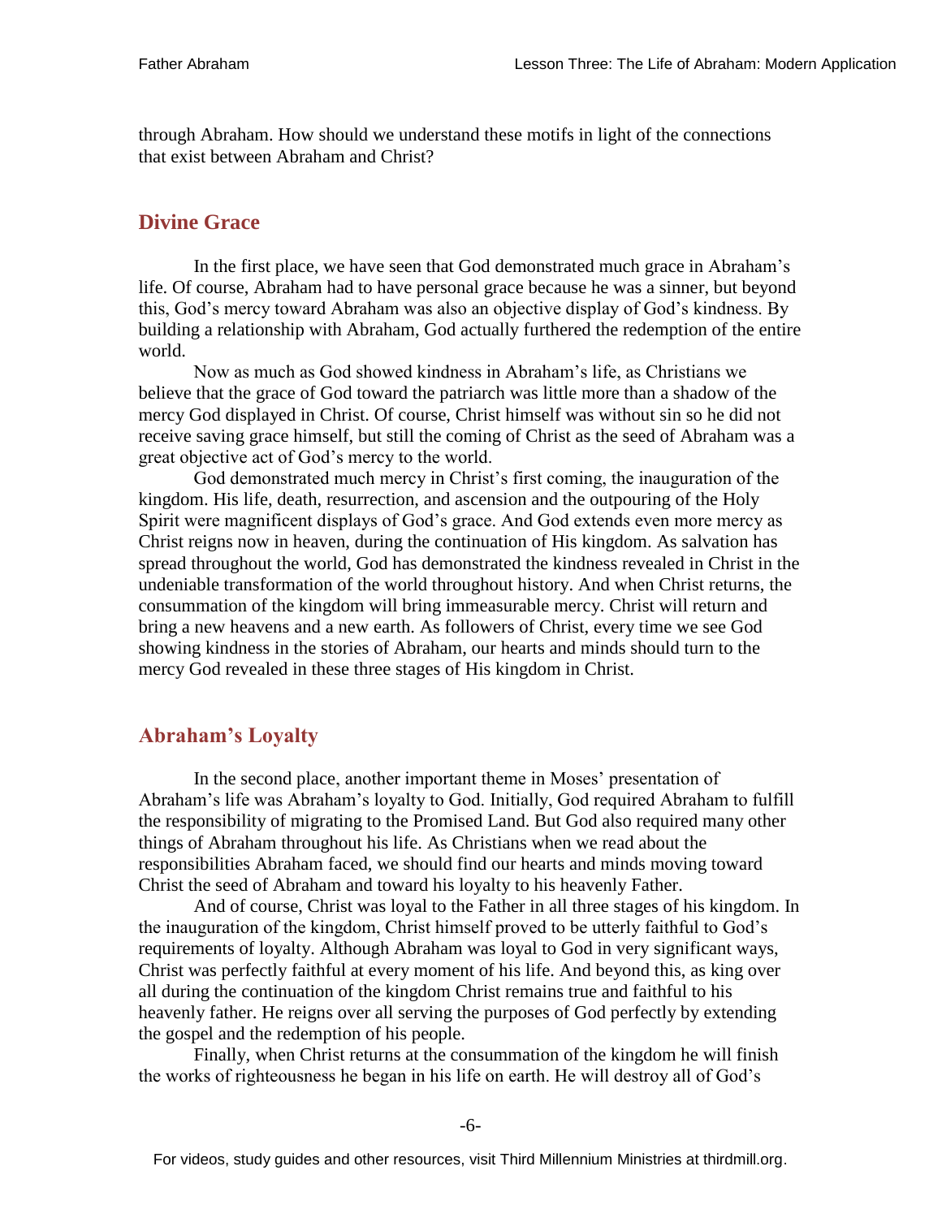through Abraham. How should we understand these motifs in light of the connections that exist between Abraham and Christ?

## Divine Grace

In the first place, we have seen that God demonstrated much grace in Abraham's life. Of course, Abraham had to have personal grace because he was a sinner, but beyond this, God's mercy toward Abraham was also an objective display of God's kindness. By building a relationship with Abraham, God actually furthered the redemption of the entire world.

Now as much as God showed kindness in Abraham's life, as Christians we believe that the grace of God toward the patriarch was little more than a shadow of the mercy God displayed in Christ. Of course, Christ himself was without sin so he did not receive saving grace himself, but still the coming of Christ as the seed of Abraham was a great objective act of God's mercy to the world.

God demonstrated much mercy in Christ's first coming, the inauguration of the kingdom. His life, death, resurrection, and ascension and the outpouring of the Holy Spirit were magnificent displays of God's grace. And God extends even more mercy as Christ reigns now in heaven, during the continuation of His kingdom. As salvation has spread throughout the world, God has demonstrated the kindness revealed in Christ in the undeniable transformation of the world throughout history. And when Christ returns, the consummation of the kingdom will bring immeasurable mercy. Christ will return and bring a new heavens and a new earth. As followers of Christ, every time we see God showing kindness in the stories of Abraham, our hearts and minds should turn to the mercy God revealed in these three stages of His kingdom in Christ.

## Abraham's Loyalty

In the second place, another important theme in Moses' presentation of Abraham's life was Abraham's loyalty to God. Initially, God required Abraham to fulfill the responsibility of migrating to the Promised Land. But God also required many other things of Abraham throughout his life. As Christians when we read about the responsibilities Abraham faced, we should find our hearts and minds moving toward Christ the seed of Abraham and toward his loyalty to his heavenly Father.

And of course, Christ was loyal to the Father in all three stages of his kingdom. In the inauguration of the kingdom, Christ himself proved to be utterly faithful to God's requirements of loyalty. Although Abraham was loyal to God in very significant ways, Christ was perfectly faithful at every moment of his life. And beyond this, as king over all during the continuation of the kingdom Christ remains true and faithful to his heavenly father. He reigns over all serving the purposes of God perfectly by extending the gospel and the redemption of his people.

Finally, when Christ returns at the consummation of the kingdom he will finish the works of righteousness he began in his life on earth. He will destroy all of God's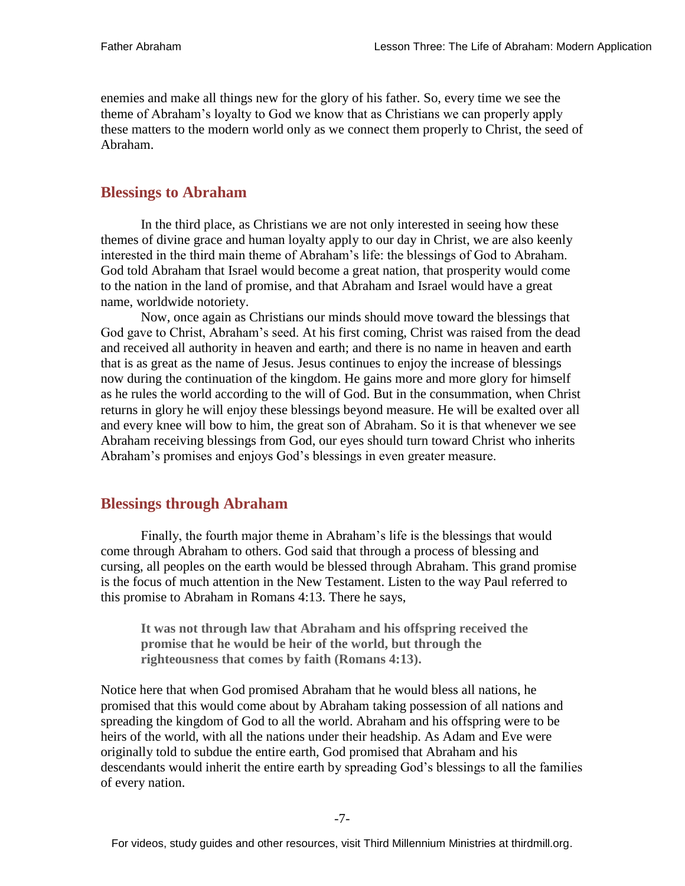enemies and make all things new for the glory of his father. So, every time we see the theme of Abraham's loyalty to God we know that as Christians we can properly apply these matters to the modern world only as we connect them properly to Christ, the seed of Abraham.

## Blessings to Abraham

In the third place, as Christians we are not only interested in seeing how these themes of divine grace and human loyalty apply to our day in Christ, we are also keenly interested in the third main theme of Abraham's life: the blessings of God to Abraham. God told Abraham that Israel would become a great nation, that prosperity would come to the nation in the land of promise, and that Abraham and Israel would have a great name, worldwide notoriety.

Now, once again as Christians our minds should move toward the blessings that God gave to Christ, Abraham's seed. At his first coming, Christ was raised from the dead and received all authority in heaven and earth; and there is no name in heaven and earth that is as great as the name of Jesus. Jesus continues to enjoy the increase of blessings now during the continuation of the kingdom. He gains more and more glory for himself as he rules the world according to the will of God. But in the consummation, when Christ returns in glory he will enjoy these blessings beyond measure. He will be exalted over all and every knee will bow to him, the great son of Abraham. So it is that whenever we see Abraham receiving blessings from God, our eyes should turn toward Christ who inherits Abraham's promises and enjoys God's blessings in even greater measure.

## Blessings through Abraham

Finally, the fourth major theme in Abraham's life is the blessings that would come through Abraham to others. God said that through a process of blessing and cursing, all peoples on the earth would be blessed through Abraham. This grand promise is the focus of much attention in the New Testament. Listen to the way Paul referred to this promise to Abraham in Romans 4:13. There he says,

> **It was not through law that Abraham and his offspring received the promise that he would be heir of the world, but through the righteousness that comes by faith (Romans 4:13).**

Notice here that when God promised Abraham that he would bless all nations, he promised that this would come about by Abraham taking possession of all nations and spreading the kingdom of God to all the world. Abraham and his offspring were to be heirs of the world, with all the nations under their headship. As Adam and Eve were originally told to subdue the entire earth, God promised that Abraham and his descendants would inherit the entire earth by spreading God's blessings to all the families of every nation.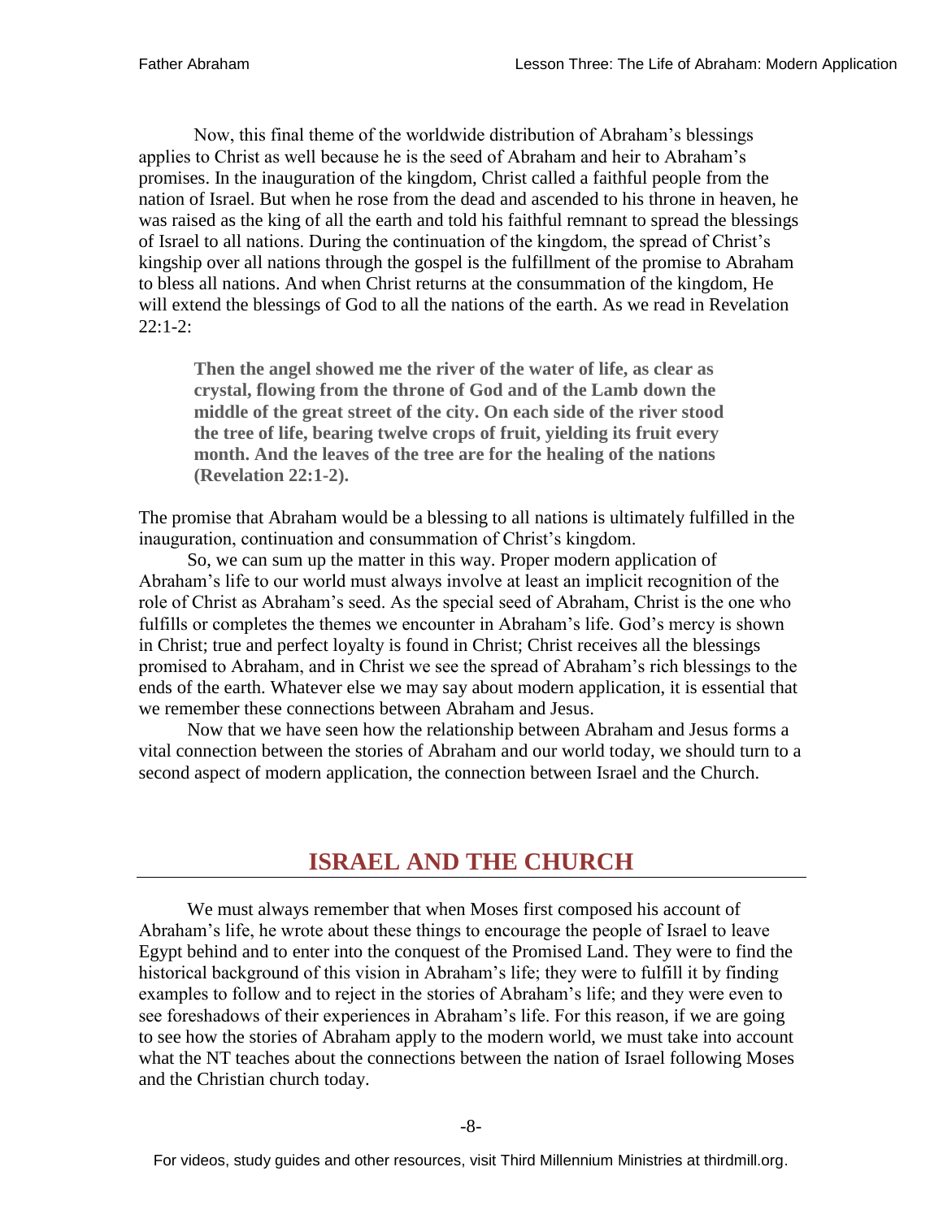Now, this final theme of the worldwide distribution of Abraham's blessings applies to Christ as well because he is the seed of Abraham and heir to Abraham's promises. In the inauguration of the kingdom, Christ called a faithful people from the nation of Israel. But when he rose from the dead and ascended to his throne in heaven, he was raised as the king of all the earth and told his faithful remnant to spread the blessings of Israel to all nations. During the continuation of the kingdom, the spread of Christ's kingship over all nations through the gospel is the fulfillment of the promise to Abraham to bless all nations. And when Christ returns at the consummation of the kingdom, He will extend the blessings of God to all the nations of the earth. As we read in Revelation 22:1-2:

> **Then the angel showed me the river of the water of life, as clear as crystal, flowing from the throne of God and of the Lamb down the middle of the great street of the city. On each side of the river stood the tree of life, bearing twelve crops of fruit, yielding its fruit every month. And the leaves of the tree are for the healing of the nations (Revelation 22:1-2).**

The promise that Abraham would be a blessing to all nations is ultimately fulfilled in the inauguration, continuation and consummation of Christ's kingdom.

So, we can sum up the matter in this way. Proper modern application of Abraham's life to our world must always involve at least an implicit recognition of the role of Christ as Abraham's seed. As the special seed of Abraham, Christ is the one who fulfills or completes the themes we encounter in Abraham's life. God's mercy is shown in Christ; true and perfect loyalty is found in Christ; Christ receives all the blessings promised to Abraham, and in Christ we see the spread of Abraham's rich blessings to the ends of the earth. Whatever else we may say about modern application, it is essential that we remember these connections between Abraham and Jesus.

Now that we have seen how the relationship between Abraham and Jesus forms a vital connection between the stories of Abraham and our world today, we should turn to a second aspect of modern application, the connection between Israel and the Church.

## ISRAEL AND THE CHURCH

We must always remember that when Moses first composed his account of Abraham's life, he wrote about these things to encourage the people of Israel to leave Egypt behind and to enter into the conquest of the Promised Land. They were to find the historical background of this vision in Abraham's life; they were to fulfill it by finding examples to follow and to reject in the stories of Abraham's life; and they were even to see foreshadows of their experiences in Abraham's life. For this reason, if we are going to see how the stories of Abraham apply to the modern world, we must take into account what the NT teaches about the connections between the nation of Israel following Moses and the Christian church today.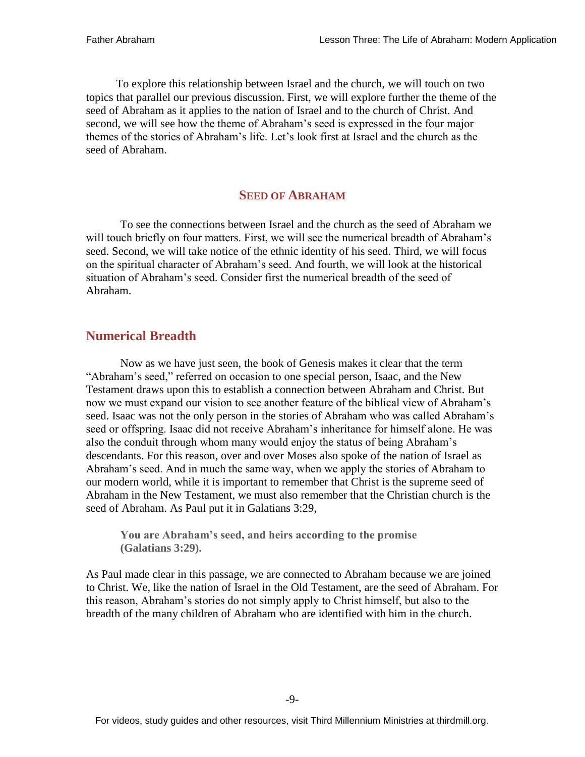To explore this relationship between Israel and the church, we will touch on two topics that parallel our previous discussion. First, we will explore further the theme of the seed of Abraham as it applies to the nation of Israel and to the church of Christ. And second, we will see how the theme of Abraham's seed is expressed in the four major themes of the stories of Abraham's life. Let's look first at Israel and the church as the seed of Abraham.

## SEED OF ABRAHAM

To see the connections between Israel and the church as the seed of Abraham we will touch briefly on four matters. First, we will see the numerical breadth of Abraham's seed. Second, we will take notice of the ethnic identity of his seed. Third, we will focus on the spiritual character of Abraham's seed. And fourth, we will look at the historical situation of Abraham's seed. Consider first the numerical breadth of the seed of Abraham.

### Numerical Breadth

Now as we have just seen, the book of Genesis makes it clear that the term "Abraham's seed," referred on occasion to one special person, Isaac, and the New Testament draws upon this to establish a connection between Abraham and Christ. But now we must expand our vision to see another feature of the biblical view of Abraham's seed. Isaac was not the only person in the stories of Abraham who was called Abraham's seed or offspring. Isaac did not receive Abraham's inheritance for himself alone. He was also the conduit through whom many would enjoy the status of being Abraham's descendants. For this reason, over and over Moses also spoke of the nation of Israel as Abraham's seed. And in much the same way, when we apply the stories of Abraham to our modern world, while it is important to remember that Christ is the supreme seed of Abraham in the New Testament, we must also remember that the Christian church is the seed of Abraham. As Paul put it in Galatians 3:29,

> **You are Abraham's seed, and heirs according to the promise (Galatians 3:29).**

As Paul made clear in this passage, we are connected to Abraham because we are joined to Christ. We, like the nation of Israel in the Old Testament, are the seed of Abraham. For this reason, Abraham's stories do not simply apply to Christ himself, but also to the breadth of the many children of Abraham who are identified with him in the church.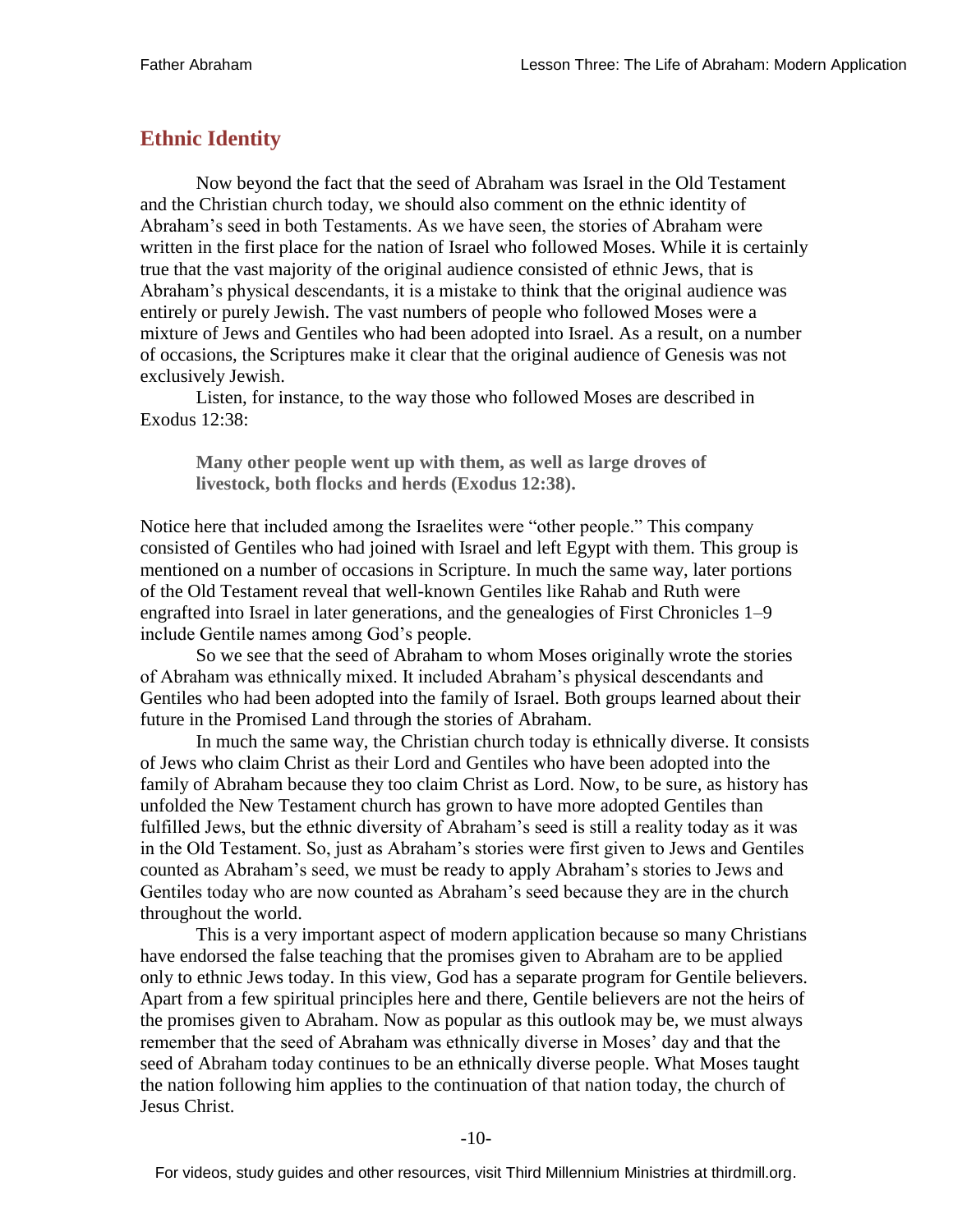## Ethnic Identity

Now beyond the fact that the seed of Abraham was Israel in the Old Testament and the Christian church today, we should also comment on the ethnic identity of Abraham's seed in both Testaments. As we have seen, the stories of Abraham were written in the first place for the nation of Israel who followed Moses. While it is certainly true that the vast majority of the original audience consisted of ethnic Jews, that is Abraham's physical descendants, it is a mistake to think that the original audience was entirely or purely Jewish. The vast numbers of people who followed Moses were a mixture of Jews and Gentiles who had been adopted into Israel. As a result, on a number of occasions, the Scriptures make it clear that the original audience of Genesis was not exclusively Jewish.

Listen, for instance, to the way those who followed Moses are described in Exodus 12:38:

> **Many other people went up with them, as well as large droves of livestock, both flocks and herds (Exodus 12:38).**

Notice here that included among the Israelites were "other people." This company consisted of Gentiles who had joined with Israel and left Egypt with them. This group is mentioned on a number of occasions in Scripture. In much the same way, later portions of the Old Testament reveal that well-known Gentiles like Rahab and Ruth were engrafted into Israel in later generations, and the genealogies of First Chronicles 1–9 include Gentile names among God's people.

So we see that the seed of Abraham to whom Moses originally wrote the stories of Abraham was ethnically mixed. It included Abraham's physical descendants and Gentiles who had been adopted into the family of Israel. Both groups learned about their future in the Promised Land through the stories of Abraham.

In much the same way, the Christian church today is ethnically diverse. It consists of Jews who claim Christ as their Lord and Gentiles who have been adopted into the family of Abraham because they too claim Christ as Lord. Now, to be sure, as history has unfolded the New Testament church has grown to have more adopted Gentiles than fulfilled Jews, but the ethnic diversity of Abraham's seed is still a reality today as it was in the Old Testament. So, just as Abraham's stories were first given to Jews and Gentiles counted as Abraham's seed, we must be ready to apply Abraham's stories to Jews and Gentiles today who are now counted as Abraham's seed because they are in the church throughout the world.

This is a very important aspect of modern application because so many Christians have endorsed the false teaching that the promises given to Abraham are to be applied only to ethnic Jews today. In this view, God has a separate program for Gentile believers. Apart from a few spiritual principles here and there, Gentile believers are not the heirs of the promises given to Abraham. Now as popular as this outlook may be, we must always remember that the seed of Abraham was ethnically diverse in Moses' day and that the seed of Abraham today continues to be an ethnically diverse people. What Moses taught the nation following him applies to the continuation of that nation today, the church of Jesus Christ.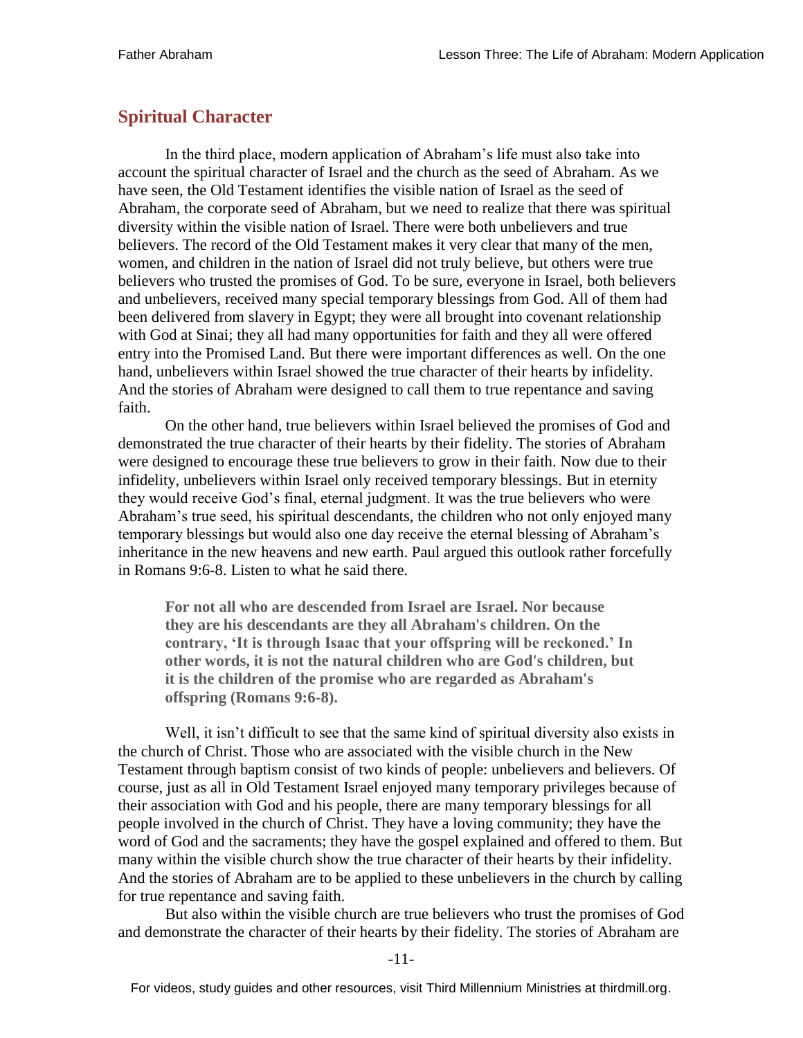## Spiritual Character

In the third place, modern application of Abraham's life must also take into account the spiritual character of Israel and the church as the seed of Abraham. As we have seen, the Old Testament identifies the visible nation of Israel as the seed of Abraham, the corporate seed of Abraham, but we need to realize that there was spiritual diversity within the visible nation of Israel. There were both unbelievers and true believers. The record of the Old Testament makes it very clear that many of the men, women, and children in the nation of Israel did not truly believe, but others were true believers who trusted the promises of God. To be sure, everyone in Israel, both believers and unbelievers, received many special temporary blessings from God. All of them had been delivered from slavery in Egypt; they were all brought into covenant relationship with God at Sinai; they all had many opportunities for faith and they all were offered entry into the Promised Land. But there were important differences as well. On the one hand, unbelievers within Israel showed the true character of their hearts by infidelity. And the stories of Abraham were designed to call them to true repentance and saving faith.

On the other hand, true believers within Israel believed the promises of God and demonstrated the true character of their hearts by their fidelity. The stories of Abraham were designed to encourage these true believers to grow in their faith. Now due to their infidelity, unbelievers within Israel only received temporary blessings. But in eternity they would receive God's final, eternal judgment. It was the true believers who were Abraham's true seed, his spiritual descendants, the children who not only enjoyed many temporary blessings but would also one day receive the eternal blessing of Abraham's inheritance in the new heavens and new earth. Paul argued this outlook rather forcefully in Romans 9:6-8. Listen to what he said there.

> **For not all who are descended from Israel are Israel. Nor because they are his descendants are they all Abraham's children. On the contrary, 'It is through Isaac that your offspring will be reckoned.' In other words, it is not the natural children who are God's children, but it is the children of the promise who are regarded as Abraham's offspring (Romans 9:6-8).**

Well, it isn't difficult to see that the same kind of spiritual diversity also exists in the church of Christ. Those who are associated with the visible church in the New Testament through baptism consist of two kinds of people: unbelievers and believers. Of course, just as all in Old Testament Israel enjoyed many temporary privileges because of their association with God and his people, there are many temporary blessings for all people involved in the church of Christ. They have a loving community; they have the word of God and the sacraments; they have the gospel explained and offered to them. But many within the visible church show the true character of their hearts by their infidelity. And the stories of Abraham are to be applied to these unbelievers in the church by calling for true repentance and saving faith.

But also within the visible church are true believers who trust the promises of God and demonstrate the character of their hearts by their fidelity. The stories of Abraham are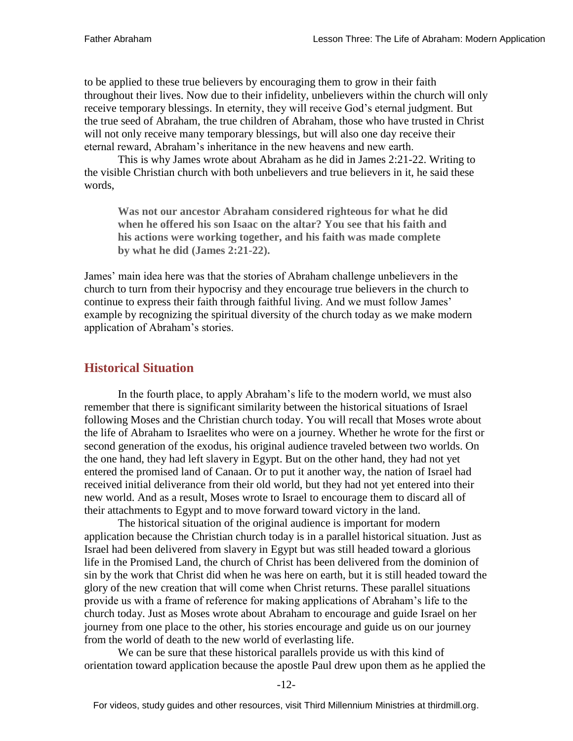to be applied to these true believers by encouraging them to grow in their faith throughout their lives. Now due to their infidelity, unbelievers within the church will only receive temporary blessings. In eternity, they will receive God's eternal judgment. But the true seed of Abraham, the true children of Abraham, those who have trusted in Christ will not only receive many temporary blessings, but will also one day receive their eternal reward, Abraham's inheritance in the new heavens and new earth.

This is why James wrote about Abraham as he did in James 2:21-22. Writing to the visible Christian church with both unbelievers and true believers in it, he said these words,

> **Was not our ancestor Abraham considered righteous for what he did when he offered his son Isaac on the altar? You see that his faith and his actions were working together, and his faith was made complete by what he did (James 2:21-22).**

James' main idea here was that the stories of Abraham challenge unbelievers in the church to turn from their hypocrisy and they encourage true believers in the church to continue to express their faith through faithful living. And we must follow James' example by recognizing the spiritual diversity of the church today as we make modern application of Abraham's stories.

## Historical Situation

In the fourth place, to apply Abraham's life to the modern world, we must also remember that there is significant similarity between the historical situations of Israel following Moses and the Christian church today. You will recall that Moses wrote about the life of Abraham to Israelites who were on a journey. Whether he wrote for the first or second generation of the exodus, his original audience traveled between two worlds. On the one hand, they had left slavery in Egypt. But on the other hand, they had not yet entered the promised land of Canaan. Or to put it another way, the nation of Israel had received initial deliverance from their old world, but they had not yet entered into their new world. And as a result, Moses wrote to Israel to encourage them to discard all of their attachments to Egypt and to move forward toward victory in the land.

The historical situation of the original audience is important for modern application because the Christian church today is in a parallel historical situation. Just as Israel had been delivered from slavery in Egypt but was still headed toward a glorious life in the Promised Land, the church of Christ has been delivered from the dominion of sin by the work that Christ did when he was here on earth, but it is still headed toward the glory of the new creation that will come when Christ returns. These parallel situations provide us with a frame of reference for making applications of Abraham's life to the church today. Just as Moses wrote about Abraham to encourage and guide Israel on her journey from one place to the other, his stories encourage and guide us on our journey from the world of death to the new world of everlasting life.

We can be sure that these historical parallels provide us with this kind of orientation toward application because the apostle Paul drew upon them as he applied the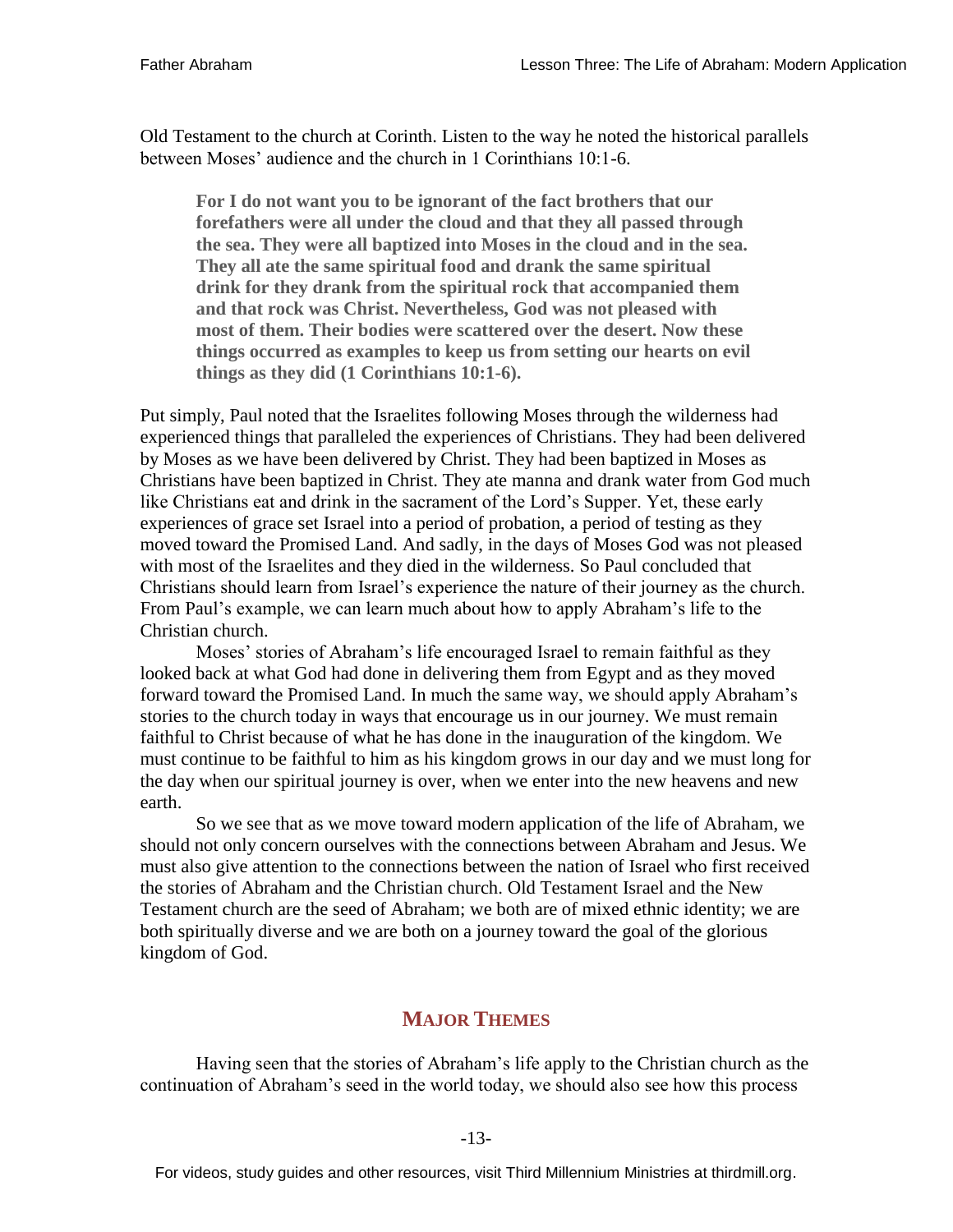Old Testament to the church at Corinth. Listen to the way he noted the historical parallels between Moses' audience and the church in 1 Corinthians 10:1-6.

> **For I do not want you to be ignorant of the fact brothers that our forefathers were all under the cloud and that they all passed through the sea. They were all baptized into Moses in the cloud and in the sea. They all ate the same spiritual food and drank the same spiritual drink for they drank from the spiritual rock that accompanied them and that rock was Christ. Nevertheless, God was not pleased with most of them. Their bodies were scattered over the desert. Now these things occurred as examples to keep us from setting our hearts on evil things as they did (1 Corinthians 10:1-6).**

Put simply, Paul noted that the Israelites following Moses through the wilderness had experienced things that paralleled the experiences of Christians. They had been delivered by Moses as we have been delivered by Christ. They had been baptized in Moses as Christians have been baptized in Christ. They ate manna and drank water from God much like Christians eat and drink in the sacrament of the Lord's Supper. Yet, these early experiences of grace set Israel into a period of probation, a period of testing as they moved toward the Promised Land. And sadly, in the days of Moses God was not pleased with most of the Israelites and they died in the wilderness. So Paul concluded that Christians should learn from Israel's experience the nature of their journey as the church. From Paul's example, we can learn much about how to apply Abraham's life to the Christian church.

Moses' stories of Abraham's life encouraged Israel to remain faithful as they looked back at what God had done in delivering them from Egypt and as they moved forward toward the Promised Land. In much the same way, we should apply Abraham's stories to the church today in ways that encourage us in our journey. We must remain faithful to Christ because of what he has done in the inauguration of the kingdom. We must continue to be faithful to him as his kingdom grows in our day and we must long for the day when our spiritual journey is over, when we enter into the new heavens and new earth.

So we see that as we move toward modern application of the life of Abraham, we should not only concern ourselves with the connections between Abraham and Jesus. We must also give attention to the connections between the nation of Israel who first received the stories of Abraham and the Christian church. Old Testament Israel and the New Testament church are the seed of Abraham; we both are of mixed ethnic identity; we are both spiritually diverse and we are both on a journey toward the goal of the glorious kingdom of God.

## MAJOR THEMES

Having seen that the stories of Abraham's life apply to the Christian church as the continuation of Abraham's seed in the world today, we should also see how this process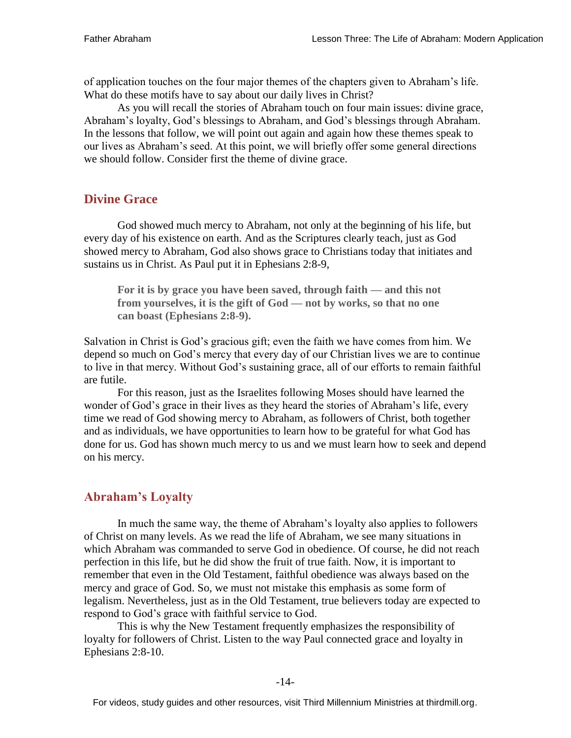of application touches on the four major themes of the chapters given to Abraham's life. What do these motifs have to say about our daily lives in Christ?

As you will recall the stories of Abraham touch on four main issues: divine grace, Abraham's loyalty, God's blessings to Abraham, and God's blessings through Abraham. In the lessons that follow, we will point out again and again how these themes speak to our lives as Abraham's seed. At this point, we will briefly offer some general directions we should follow. Consider first the theme of divine grace.

## Divine Grace

God showed much mercy to Abraham, not only at the beginning of his life, but every day of his existence on earth. And as the Scriptures clearly teach, just as God showed mercy to Abraham, God also shows grace to Christians today that initiates and sustains us in Christ. As Paul put it in Ephesians 2:8-9,

> **For it is by grace you have been saved, through faith — and this not from yourselves, it is the gift of God — not by works, so that no one can boast (Ephesians 2:8-9).**

Salvation in Christ is God's gracious gift; even the faith we have comes from him. We depend so much on God's mercy that every day of our Christian lives we are to continue to live in that mercy. Without God's sustaining grace, all of our efforts to remain faithful are futile.

For this reason, just as the Israelites following Moses should have learned the wonder of God's grace in their lives as they heard the stories of Abraham's life, every time we read of God showing mercy to Abraham, as followers of Christ, both together and as individuals, we have opportunities to learn how to be grateful for what God has done for us. God has shown much mercy to us and we must learn how to seek and depend on his mercy.

## Abraham's Loyalty

In much the same way, the theme of Abraham's loyalty also applies to followers of Christ on many levels. As we read the life of Abraham, we see many situations in which Abraham was commanded to serve God in obedience. Of course, he did not reach perfection in this life, but he did show the fruit of true faith. Now, it is important to remember that even in the Old Testament, faithful obedience was always based on the mercy and grace of God. So, we must not mistake this emphasis as some form of legalism. Nevertheless, just as in the Old Testament, true believers today are expected to respond to God's grace with faithful service to God.

This is why the New Testament frequently emphasizes the responsibility of loyalty for followers of Christ. Listen to the way Paul connected grace and loyalty in Ephesians 2:8-10.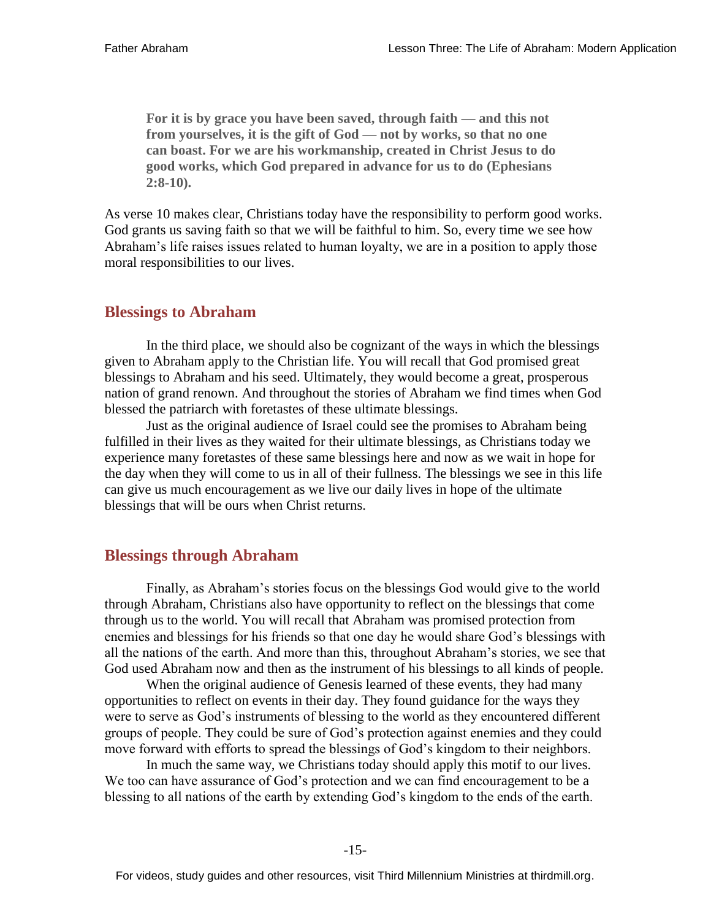> **For it is by grace you have been saved, through faith — and this not from yourselves, it is the gift of God — not by works, so that no one can boast. For we are his workmanship, created in Christ Jesus to do good works, which God prepared in advance for us to do (Ephesians 2:8-10).**

As verse 10 makes clear, Christians today have the responsibility to perform good works. God grants us saving faith so that we will be faithful to him. So, every time we see how Abraham's life raises issues related to human loyalty, we are in a position to apply those moral responsibilities to our lives.

## Blessings to Abraham

In the third place, we should also be cognizant of the ways in which the blessings given to Abraham apply to the Christian life. You will recall that God promised great blessings to Abraham and his seed. Ultimately, they would become a great, prosperous nation of grand renown. And throughout the stories of Abraham we find times when God blessed the patriarch with foretastes of these ultimate blessings.

Just as the original audience of Israel could see the promises to Abraham being fulfilled in their lives as they waited for their ultimate blessings, as Christians today we experience many foretastes of these same blessings here and now as we wait in hope for the day when they will come to us in all of their fullness. The blessings we see in this life can give us much encouragement as we live our daily lives in hope of the ultimate blessings that will be ours when Christ returns.

## Blessings through Abraham

Finally, as Abraham's stories focus on the blessings God would give to the world through Abraham, Christians also have opportunity to reflect on the blessings that come through us to the world. You will recall that Abraham was promised protection from enemies and blessings for his friends so that one day he would share God's blessings with all the nations of the earth. And more than this, throughout Abraham's stories, we see that God used Abraham now and then as the instrument of his blessings to all kinds of people.

When the original audience of Genesis learned of these events, they had many opportunities to reflect on events in their day. They found guidance for the ways they were to serve as God's instruments of blessing to the world as they encountered different groups of people. They could be sure of God's protection against enemies and they could move forward with efforts to spread the blessings of God's kingdom to their neighbors.

In much the same way, we Christians today should apply this motif to our lives. We too can have assurance of God's protection and we can find encouragement to be a blessing to all nations of the earth by extending God's kingdom to the ends of the earth.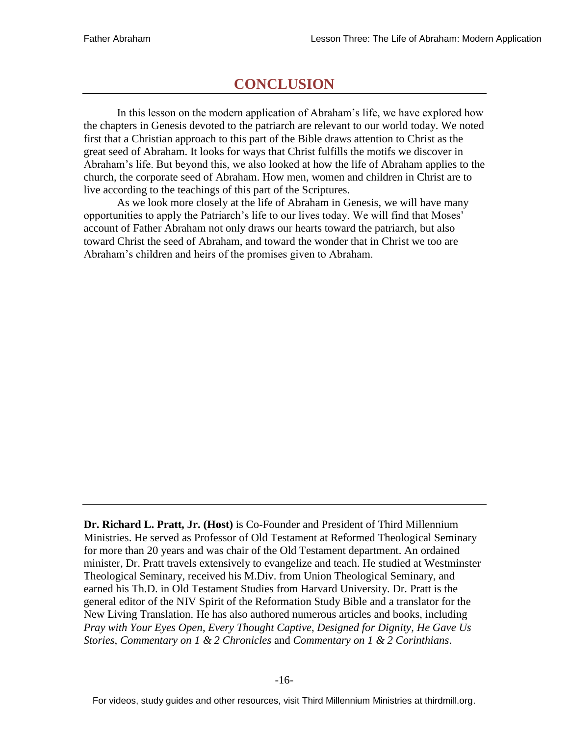# CONCLUSION

In this lesson on the modern application of Abraham's life, we have explored how the chapters in Genesis devoted to the patriarch are relevant to our world today. We noted first that a Christian approach to this part of the Bible draws attention to Christ as the great seed of Abraham. It looks for ways that Christ fulfills the motifs we discover in Abraham's life. But beyond this, we also looked at how the life of Abraham applies to the church, the corporate seed of Abraham. How men, women and children in Christ are to live according to the teachings of this part of the Scriptures.

As we look more closely at the life of Abraham in Genesis, we will have many opportunities to apply the Patriarch's life to our lives today. We will find that Moses' account of Father Abraham not only draws our hearts toward the patriarch, but also toward Christ the seed of Abraham, and toward the wonder that in Christ we too are Abraham's children and heirs of the promises given to Abraham.

---

**Dr. Richard L. Pratt, Jr. (Host)** is Co-Founder and President of Third Millennium Ministries. He served as Professor of Old Testament at Reformed Theological Seminary for more than 20 years and was chair of the Old Testament department. An ordained minister, Dr. Pratt travels extensively to evangelize and teach. He studied at Westminster Theological Seminary, received his M.Div. from Union Theological Seminary, and earned his Th.D. in Old Testament Studies from Harvard University. Dr. Pratt is the general editor of the NIV Spirit of the Reformation Study Bible and a translator for the New Living Translation. He has also authored numerous articles and books, including *Pray with Your Eyes Open*, *Every Thought Captive*, *Designed for Dignity*, *He Gave Us Stories*, *Commentary on 1 & 2 Chronicles* and *Commentary on 1 & 2 Corinthians*.